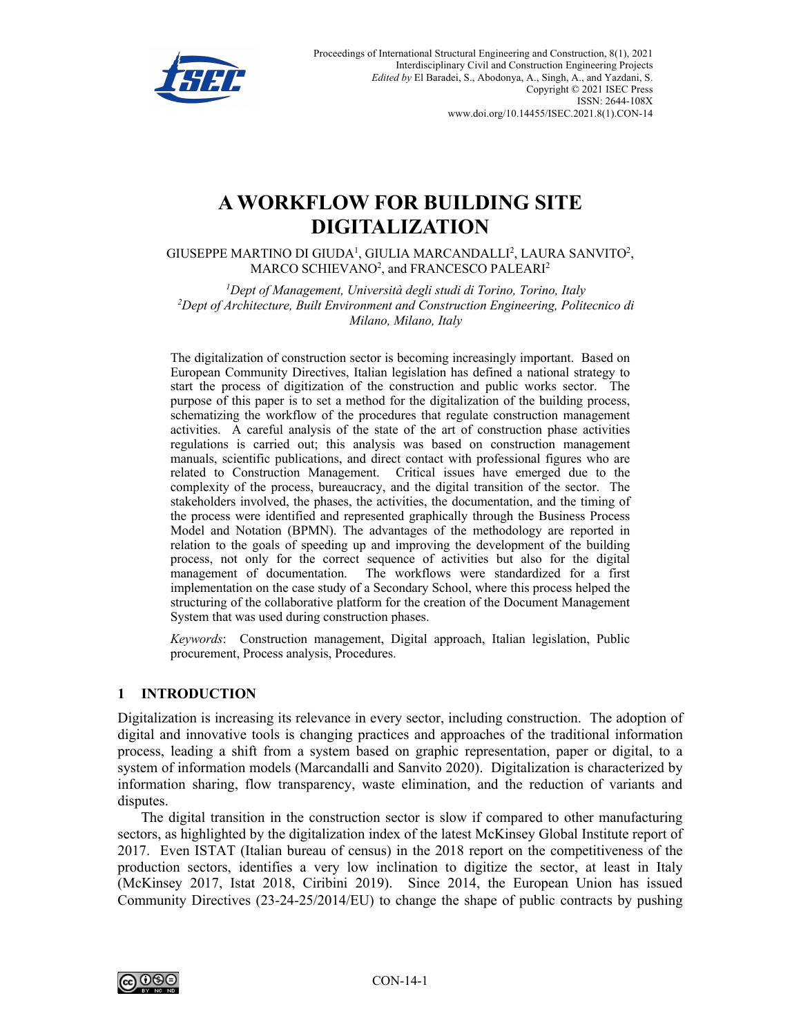# A WORKFLOW FOR BUILDING SITE DIGITALIZATION

GIUSEPPE MARTINO DI GIUDA[1], GIULIA MARCANDALLI[2], LAURA SANVITO[2], MARCO SCHIEVANO[2], and FRANCESCO PALEARI[2]

[1]*Dept of Management, Università degli studi di Torino, Torino, Italy*
[2]*Dept of Architecture, Built Environment and Construction Engineering, Politecnico di Milano, Milano, Italy*

The digitalization of construction sector is becoming increasingly important. Based on European Community Directives, Italian legislation has defined a national strategy to start the process of digitization of the construction and public works sector. The purpose of this paper is to set a method for the digitalization of the building process, schematizing the workflow of the procedures that regulate construction management activities. A careful analysis of the state of the art of construction phase activities regulations is carried out; this analysis was based on construction management manuals, scientific publications, and direct contact with professional figures who are related to Construction Management. Critical issues have emerged due to the complexity of the process, bureaucracy, and the digital transition of the sector. The stakeholders involved, the phases, the activities, the documentation, and the timing of the process were identified and represented graphically through the Business Process Model and Notation (BPMN). The advantages of the methodology are reported in relation to the goals of speeding up and improving the development of the building process, not only for the correct sequence of activities but also for the digital management of documentation. The workflows were standardized for a first implementation on the case study of a Secondary School, where this process helped the structuring of the collaborative platform for the creation of the Document Management System that was used during construction phases.

*Keywords*: Construction management, Digital approach, Italian legislation, Public procurement, Process analysis, Procedures.

## 1 INTRODUCTION

Digitalization is increasing its relevance in every sector, including construction. The adoption of digital and innovative tools is changing practices and approaches of the traditional information process, leading a shift from a system based on graphic representation, paper or digital, to a system of information models (Marcandalli and Sanvito 2020). Digitalization is characterized by information sharing, flow transparency, waste elimination, and the reduction of variants and disputes.

The digital transition in the construction sector is slow if compared to other manufacturing sectors, as highlighted by the digitalization index of the latest McKinsey Global Institute report of 2017. Even ISTAT (Italian bureau of census) in the 2018 report on the competitiveness of the production sectors, identifies a very low inclination to digitize the sector, at least in Italy (McKinsey 2017, Istat 2018, Ciribini 2019). Since 2014, the European Union has issued Community Directives (23-24-25/2014/EU) to change the shape of public contracts by pushing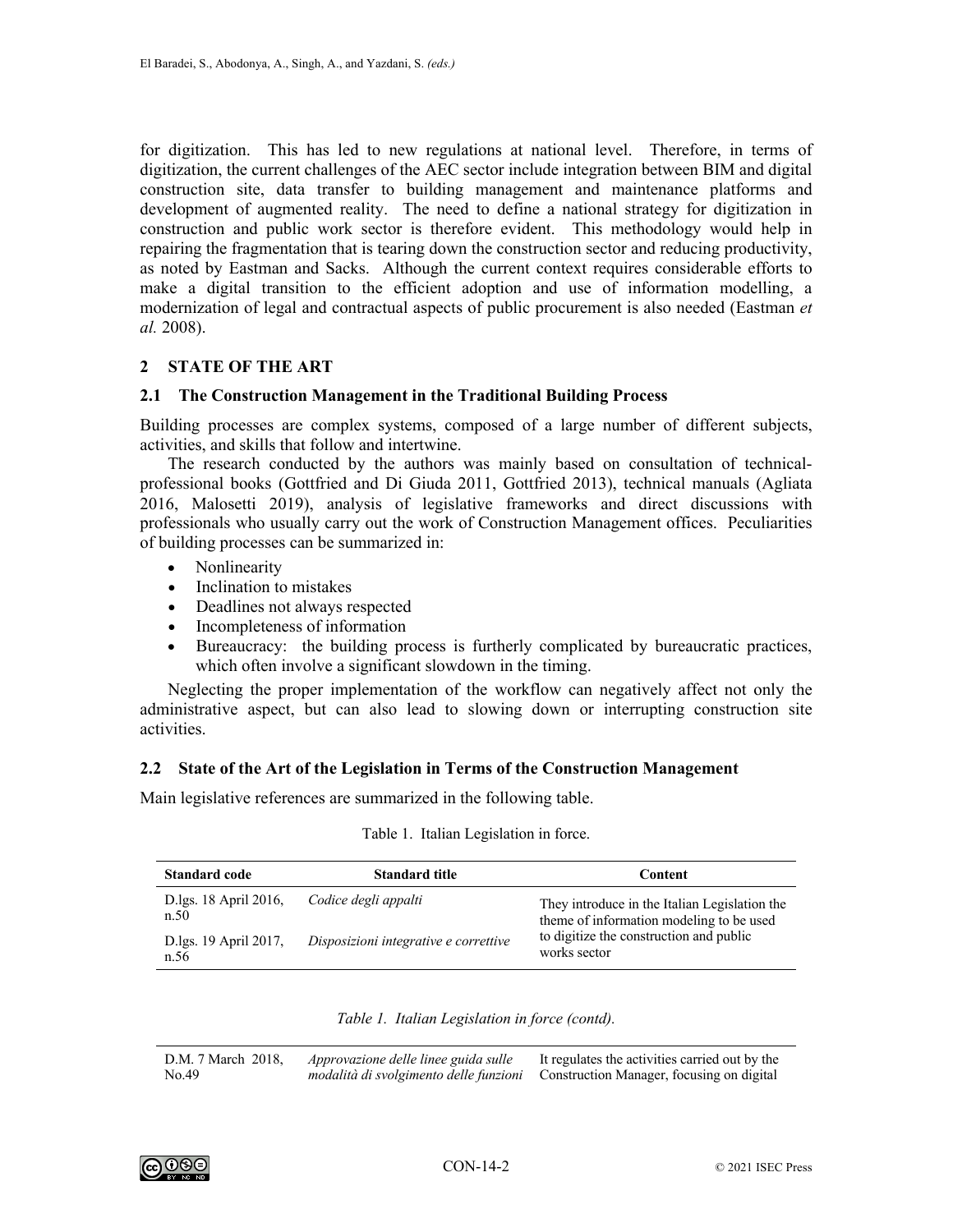for digitization. This has led to new regulations at national level. Therefore, in terms of digitization, the current challenges of the AEC sector include integration between BIM and digital construction site, data transfer to building management and maintenance platforms and development of augmented reality. The need to define a national strategy for digitization in construction and public work sector is therefore evident. This methodology would help in repairing the fragmentation that is tearing down the construction sector and reducing productivity, as noted by Eastman and Sacks. Although the current context requires considerable efforts to make a digital transition to the efficient adoption and use of information modelling, a modernization of legal and contractual aspects of public procurement is also needed (Eastman *et al.* 2008).

## 2 STATE OF THE ART

### 2.1 The Construction Management in the Traditional Building Process

Building processes are complex systems, composed of a large number of different subjects, activities, and skills that follow and intertwine.

The research conducted by the authors was mainly based on consultation of technical-professional books (Gottfried and Di Giuda 2011, Gottfried 2013), technical manuals (Agliata 2016, Malosetti 2019), analysis of legislative frameworks and direct discussions with professionals who usually carry out the work of Construction Management offices. Peculiarities of building processes can be summarized in:

- Nonlinearity
- Inclination to mistakes
- Deadlines not always respected
- Incompleteness of information
- Bureaucracy: the building process is furtherly complicated by bureaucratic practices, which often involve a significant slowdown in the timing.

Neglecting the proper implementation of the workflow can negatively affect not only the administrative aspect, but can also lead to slowing down or interrupting construction site activities.

### 2.2 State of the Art of the Legislation in Terms of the Construction Management

Main legislative references are summarized in the following table.

Table 1. Italian Legislation in force.

| Standard code | Standard title | Content |
|---|---|---|
| D.lgs. 18 April 2016, n.50 | *Codice degli appalti* | They introduce in the Italian Legislation the theme of information modeling to be used to digitize the construction and public works sector |
| D.lgs. 19 April 2017, n.56 | *Disposizioni integrative e correttive* | |
| D.M. 7 March 2018, No.49 | *Approvazione delle linee guida sulle modalità di svolgimento delle funzioni* | It regulates the activities carried out by the Construction Manager, focusing on digital |

*Table 1. Italian Legislation in force (contd).*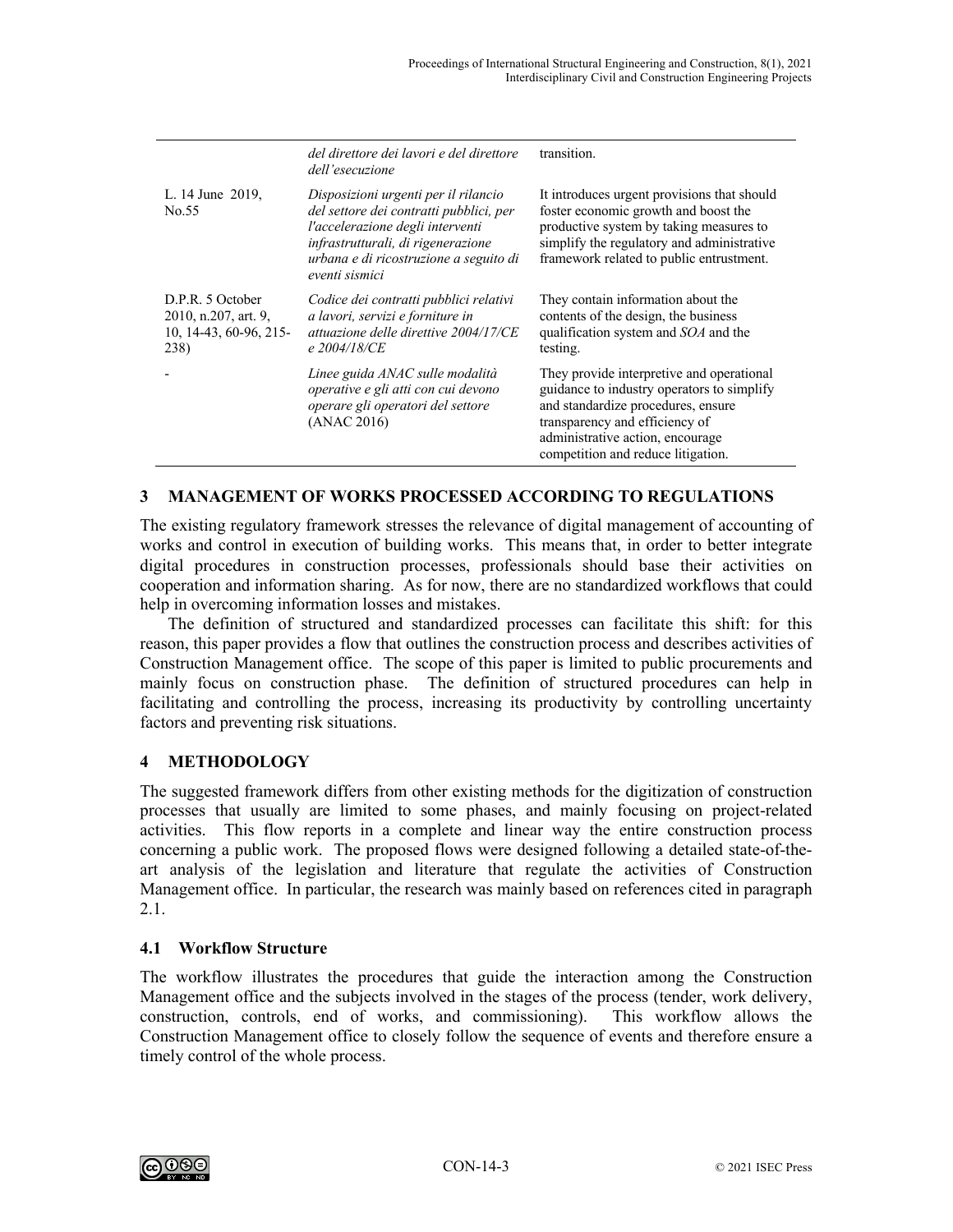|  | *del direttore dei lavori e del direttore dell'esecuzione* | transition. |
| --- | --- | --- |
| L. 14 June 2019, No.55 | *Disposizioni urgenti per il rilancio del settore dei contratti pubblici, per l'accelerazione degli interventi infrastrutturali, di rigenerazione urbana e di ricostruzione a seguito di eventi sismici* | It introduces urgent provisions that should foster economic growth and boost the productive system by taking measures to simplify the regulatory and administrative framework related to public entrustment. |
| D.P.R. 5 October 2010, n.207, art. 9, 10, 14-43, 60-96, 215-238) | *Codice dei contratti pubblici relativi a lavori, servizi e forniture in attuazione delle direttive 2004/17/CE e 2004/18/CE* | They contain information about the contents of the design, the business qualification system and *SOA* and the testing. |
| - | *Linee guida ANAC sulle modalità operative e gli atti con cui devono operare gli operatori del settore* (ANAC 2016) | They provide interpretive and operational guidance to industry operators to simplify and standardize procedures, ensure transparency and efficiency of administrative action, encourage competition and reduce litigation. |

## 3 MANAGEMENT OF WORKS PROCESSED ACCORDING TO REGULATIONS

The existing regulatory framework stresses the relevance of digital management of accounting of works and control in execution of building works. This means that, in order to better integrate digital procedures in construction processes, professionals should base their activities on cooperation and information sharing. As for now, there are no standardized workflows that could help in overcoming information losses and mistakes.

The definition of structured and standardized processes can facilitate this shift: for this reason, this paper provides a flow that outlines the construction process and describes activities of Construction Management office. The scope of this paper is limited to public procurements and mainly focus on construction phase. The definition of structured procedures can help in facilitating and controlling the process, increasing its productivity by controlling uncertainty factors and preventing risk situations.

## 4 METHODOLOGY

The suggested framework differs from other existing methods for the digitization of construction processes that usually are limited to some phases, and mainly focusing on project-related activities. This flow reports in a complete and linear way the entire construction process concerning a public work. The proposed flows were designed following a detailed state-of-the-art analysis of the legislation and literature that regulate the activities of Construction Management office. In particular, the research was mainly based on references cited in paragraph 2.1.

### 4.1 Workflow Structure

The workflow illustrates the procedures that guide the interaction among the Construction Management office and the subjects involved in the stages of the process (tender, work delivery, construction, controls, end of works, and commissioning). This workflow allows the Construction Management office to closely follow the sequence of events and therefore ensure a timely control of the whole process.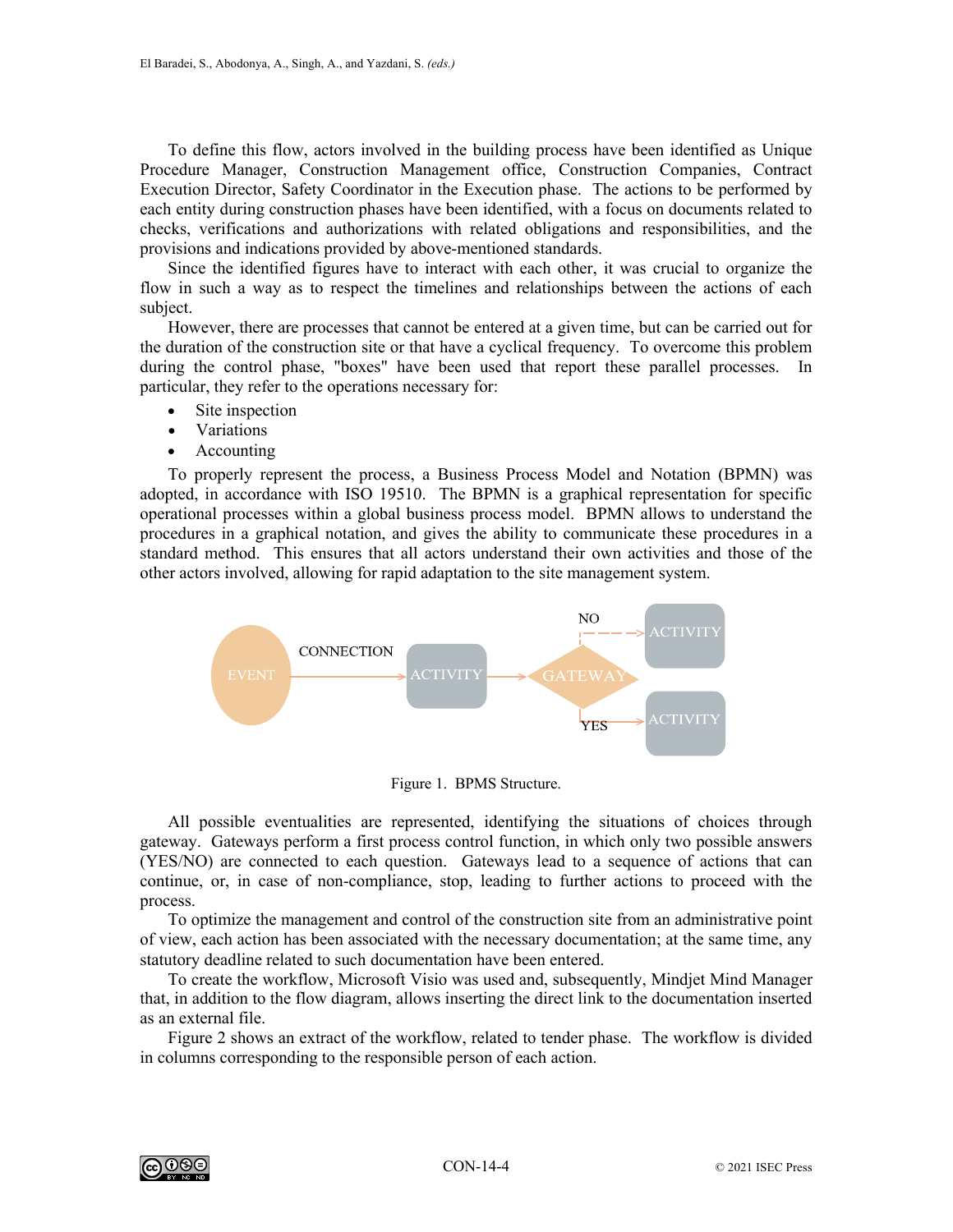To define this flow, actors involved in the building process have been identified as Unique Procedure Manager, Construction Management office, Construction Companies, Contract Execution Director, Safety Coordinator in the Execution phase. The actions to be performed by each entity during construction phases have been identified, with a focus on documents related to checks, verifications and authorizations with related obligations and responsibilities, and the provisions and indications provided by above-mentioned standards.

Since the identified figures have to interact with each other, it was crucial to organize the flow in such a way as to respect the timelines and relationships between the actions of each subject.

However, there are processes that cannot be entered at a given time, but can be carried out for the duration of the construction site or that have a cyclical frequency. To overcome this problem during the control phase, "boxes" have been used that report these parallel processes. In particular, they refer to the operations necessary for:

- Site inspection
- Variations
- Accounting

To properly represent the process, a Business Process Model and Notation (BPMN) was adopted, in accordance with ISO 19510. The BPMN is a graphical representation for specific operational processes within a global business process model. BPMN allows to understand the procedures in a graphical notation, and gives the ability to communicate these procedures in a standard method. This ensures that all actors understand their own activities and those of the other actors involved, allowing for rapid adaptation to the site management system.

Figure 1. BPMS Structure.

All possible eventualities are represented, identifying the situations of choices through gateway. Gateways perform a first process control function, in which only two possible answers (YES/NO) are connected to each question. Gateways lead to a sequence of actions that can continue, or, in case of non-compliance, stop, leading to further actions to proceed with the process.

To optimize the management and control of the construction site from an administrative point of view, each action has been associated with the necessary documentation; at the same time, any statutory deadline related to such documentation have been entered.

To create the workflow, Microsoft Visio was used and, subsequently, Mindjet Mind Manager that, in addition to the flow diagram, allows inserting the direct link to the documentation inserted as an external file.

Figure 2 shows an extract of the workflow, related to tender phase. The workflow is divided in columns corresponding to the responsible person of each action.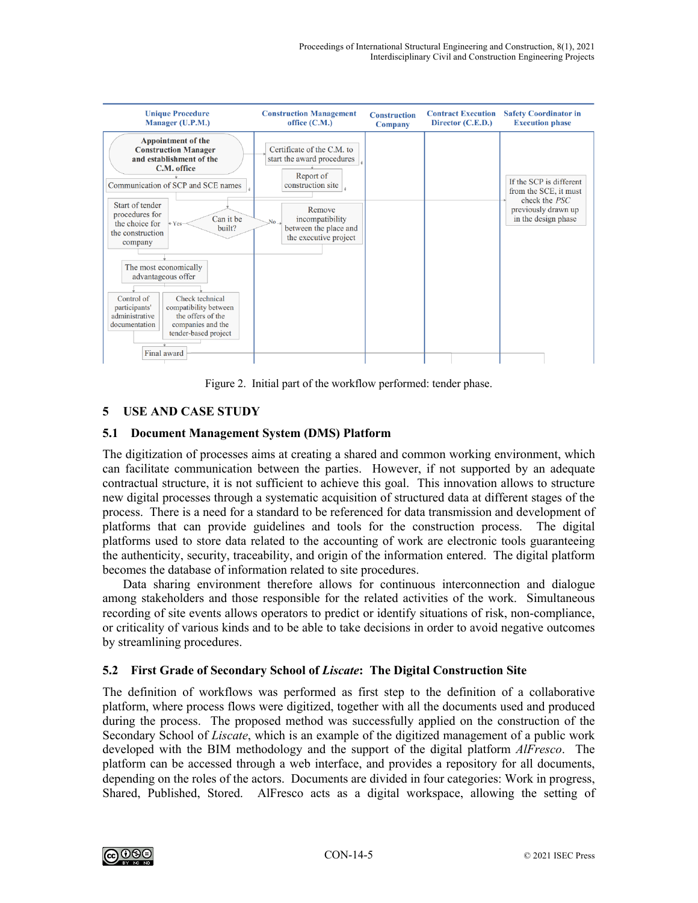| Unique Procedure Manager (U.P.M.) | Construction Management office (C.M.) | Construction Company | Contract Execution Director (C.E.D.) | Safety Coordinator in Execution phase |
|---|---|---|---|---|
| Appointment of the Construction Manager and establishment of the C.M. office | Certificate of the C.M. to start the award procedures | | | |
| Communication of SCP and SCE names | Report of construction site | | | If the SCP is different from the SCE, it must check the *PSC* previously drawn up in the design phase |
| Start of tender procedures for the choice for the construction company ← Yes — Can it be built? — No → | Remove incompatibility between the place and the executive project | | | |
| The most economically advantageous offer | | | | |
| Control of participants' administrative documentation / Check technical compatibility between the offers of the companies and the tender-based project | | | | |
| Final award | | | | |

Figure 2. Initial part of the workflow performed: tender phase.

## 5 USE AND CASE STUDY

### 5.1 Document Management System (DMS) Platform

The digitization of processes aims at creating a shared and common working environment, which can facilitate communication between the parties. However, if not supported by an adequate contractual structure, it is not sufficient to achieve this goal. This innovation allows to structure new digital processes through a systematic acquisition of structured data at different stages of the process. There is a need for a standard to be referenced for data transmission and development of platforms that can provide guidelines and tools for the construction process. The digital platforms used to store data related to the accounting of work are electronic tools guaranteeing the authenticity, security, traceability, and origin of the information entered. The digital platform becomes the database of information related to site procedures.

Data sharing environment therefore allows for continuous interconnection and dialogue among stakeholders and those responsible for the related activities of the work. Simultaneous recording of site events allows operators to predict or identify situations of risk, non-compliance, or criticality of various kinds and to be able to take decisions in order to avoid negative outcomes by streamlining procedures.

### 5.2 First Grade of Secondary School of *Liscate*: The Digital Construction Site

The definition of workflows was performed as first step to the definition of a collaborative platform, where process flows were digitized, together with all the documents used and produced during the process. The proposed method was successfully applied on the construction of the Secondary School of *Liscate*, which is an example of the digitized management of a public work developed with the BIM methodology and the support of the digital platform *AlFresco*. The platform can be accessed through a web interface, and provides a repository for all documents, depending on the roles of the actors. Documents are divided in four categories: Work in progress, Shared, Published, Stored. AlFresco acts as a digital workspace, allowing the setting of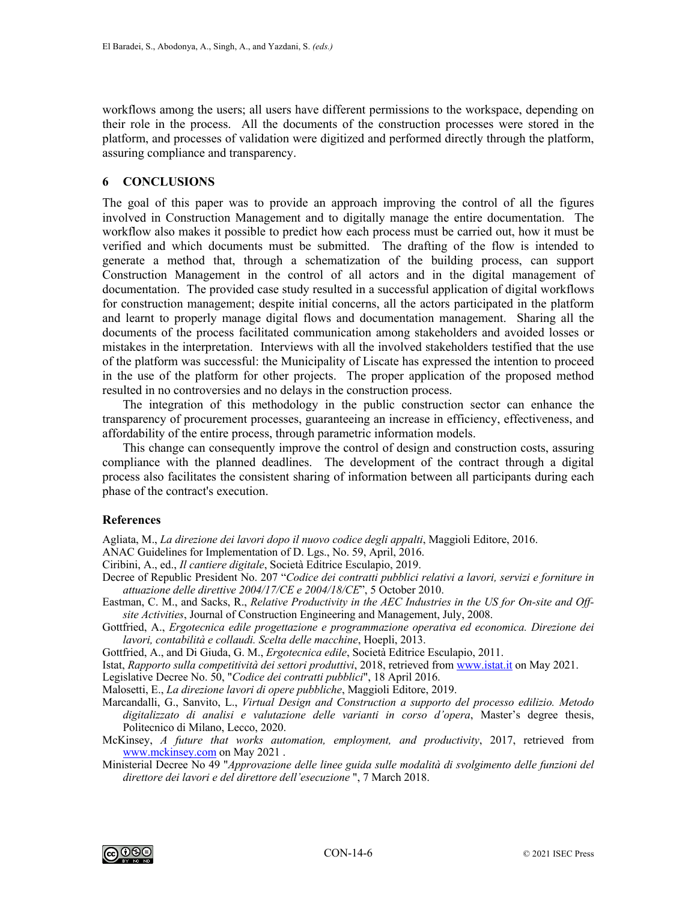workflows among the users; all users have different permissions to the workspace, depending on their role in the process. All the documents of the construction processes were stored in the platform, and processes of validation were digitized and performed directly through the platform, assuring compliance and transparency.

## 6 CONCLUSIONS

The goal of this paper was to provide an approach improving the control of all the figures involved in Construction Management and to digitally manage the entire documentation. The workflow also makes it possible to predict how each process must be carried out, how it must be verified and which documents must be submitted. The drafting of the flow is intended to generate a method that, through a schematization of the building process, can support Construction Management in the control of all actors and in the digital management of documentation. The provided case study resulted in a successful application of digital workflows for construction management; despite initial concerns, all the actors participated in the platform and learnt to properly manage digital flows and documentation management. Sharing all the documents of the process facilitated communication among stakeholders and avoided losses or mistakes in the interpretation. Interviews with all the involved stakeholders testified that the use of the platform was successful: the Municipality of Liscate has expressed the intention to proceed in the use of the platform for other projects. The proper application of the proposed method resulted in no controversies and no delays in the construction process.

The integration of this methodology in the public construction sector can enhance the transparency of procurement processes, guaranteeing an increase in efficiency, effectiveness, and affordability of the entire process, through parametric information models.

This change can consequently improve the control of design and construction costs, assuring compliance with the planned deadlines. The development of the contract through a digital process also facilitates the consistent sharing of information between all participants during each phase of the contract's execution.

### References

Agliata, M., *La direzione dei lavori dopo il nuovo codice degli appalti*, Maggioli Editore, 2016.

ANAC Guidelines for Implementation of D. Lgs., No. 59, April, 2016.

Ciribini, A., ed., *Il cantiere digitale*, Società Editrice Esculapio, 2019.

Decree of Republic President No. 207 "*Codice dei contratti pubblici relativi a lavori, servizi e forniture in attuazione delle direttive 2004/17/CE e 2004/18/CE*", 5 October 2010.

Eastman, C. M., and Sacks, R., *Relative Productivity in the AEC Industries in the US for On-site and Off-site Activities*, Journal of Construction Engineering and Management, July, 2008.

Gottfried, A., *Ergotecnica edile progettazione e programmazione operativa ed economica. Direzione dei lavori, contabilità e collaudi. Scelta delle macchine*, Hoepli, 2013.

Gottfried, A., and Di Giuda, G. M., *Ergotecnica edile*, Società Editrice Esculapio, 2011.

Istat, *Rapporto sulla competitività dei settori produttivi*, 2018, retrieved from www.istat.it on May 2021.

Legislative Decree No. 50, "*Codice dei contratti pubblici*", 18 April 2016.

Malosetti, E., *La direzione lavori di opere pubbliche*, Maggioli Editore, 2019.

Marcandalli, G., Sanvito, L., *Virtual Design and Construction a supporto del processo edilizio. Metodo digitalizzato di analisi e valutazione delle varianti in corso d'opera*, Master's degree thesis, Politecnico di Milano, Lecco, 2020.

McKinsey, *A future that works automation, employment, and productivity*, 2017, retrieved from www.mckinsey.com on May 2021 .

Ministerial Decree No 49 "*Approvazione delle linee guida sulle modalità di svolgimento delle funzioni del direttore dei lavori e del direttore dell'esecuzione* ", 7 March 2018.